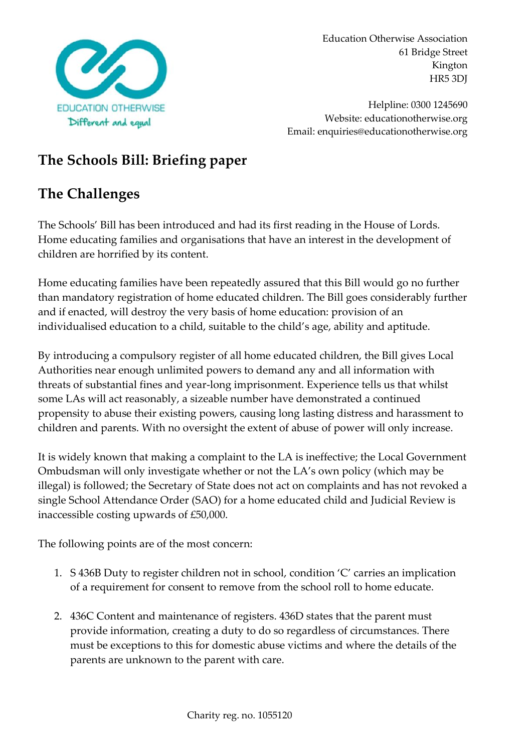EDUCATION OTHERWISE
Different and equal

Education Otherwise Association
61 Bridge Street
Kington
HR5 3DJ

Helpline: 0300 1245690
Website: educationotherwise.org
Email: enquiries@educationotherwise.org

# The Schools Bill: Briefing paper

## The Challenges

The Schools' Bill has been introduced and had its first reading in the House of Lords. Home educating families and organisations that have an interest in the development of children are horrified by its content.

Home educating families have been repeatedly assured that this Bill would go no further than mandatory registration of home educated children. The Bill goes considerably further and if enacted, will destroy the very basis of home education: provision of an individualised education to a child, suitable to the child's age, ability and aptitude.

By introducing a compulsory register of all home educated children, the Bill gives Local Authorities near enough unlimited powers to demand any and all information with threats of substantial fines and year-long imprisonment. Experience tells us that whilst some LAs will act reasonably, a sizeable number have demonstrated a continued propensity to abuse their existing powers, causing long lasting distress and harassment to children and parents. With no oversight the extent of abuse of power will only increase.

It is widely known that making a complaint to the LA is ineffective; the Local Government Ombudsman will only investigate whether or not the LA's own policy (which may be illegal) is followed; the Secretary of State does not act on complaints and has not revoked a single School Attendance Order (SAO) for a home educated child and Judicial Review is inaccessible costing upwards of £50,000.

The following points are of the most concern:

1. S 436B Duty to register children not in school, condition 'C' carries an implication of a requirement for consent to remove from the school roll to home educate.

2. 436C Content and maintenance of registers. 436D states that the parent must provide information, creating a duty to do so regardless of circumstances. There must be exceptions to this for domestic abuse victims and where the details of the parents are unknown to the parent with care.

Charity reg. no. 1055120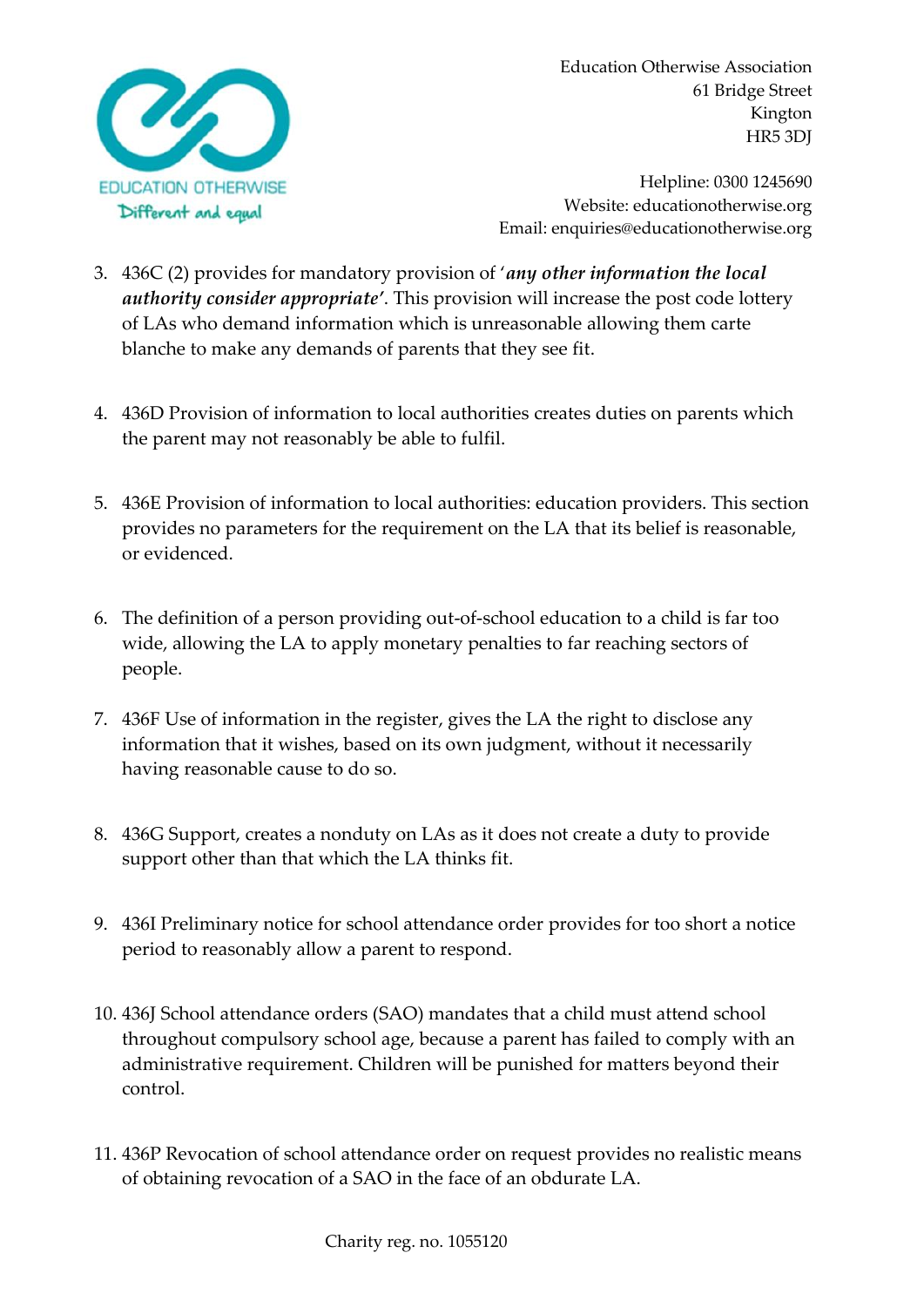3. 436C (2) provides for mandatory provision of '***any other information the local authority consider appropriate***'. This provision will increase the post code lottery of LAs who demand information which is unreasonable allowing them carte blanche to make any demands of parents that they see fit.

4. 436D Provision of information to local authorities creates duties on parents which the parent may not reasonably be able to fulfil.

5. 436E Provision of information to local authorities: education providers. This section provides no parameters for the requirement on the LA that its belief is reasonable, or evidenced.

6. The definition of a person providing out-of-school education to a child is far too wide, allowing the LA to apply monetary penalties to far reaching sectors of people.

7. 436F Use of information in the register, gives the LA the right to disclose any information that it wishes, based on its own judgment, without it necessarily having reasonable cause to do so.

8. 436G Support, creates a nonduty on LAs as it does not create a duty to provide support other than that which the LA thinks fit.

9. 436I Preliminary notice for school attendance order provides for too short a notice period to reasonably allow a parent to respond.

10. 436J School attendance orders (SAO) mandates that a child must attend school throughout compulsory school age, because a parent has failed to comply with an administrative requirement. Children will be punished for matters beyond their control.

11. 436P Revocation of school attendance order on request provides no realistic means of obtaining revocation of a SAO in the face of an obdurate LA.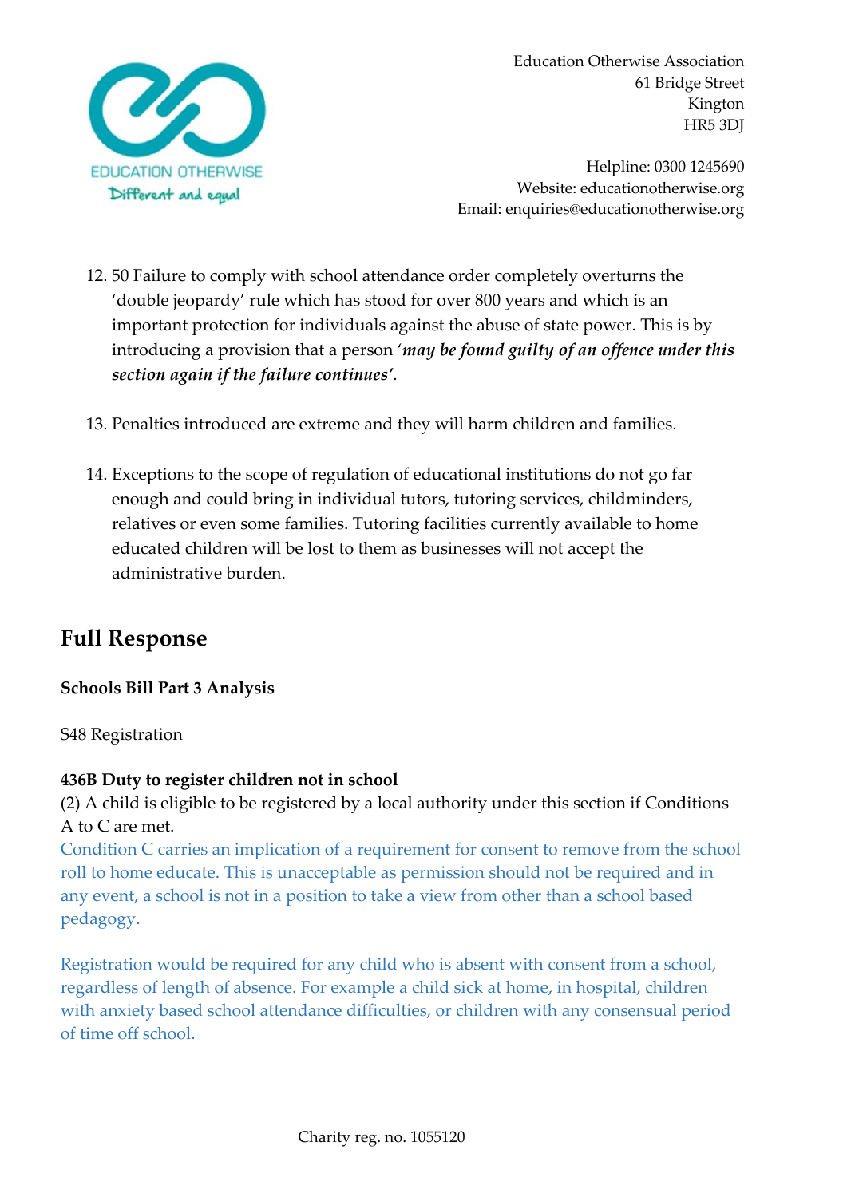12. 50 Failure to comply with school attendance order completely overturns the 'double jeopardy' rule which has stood for over 800 years and which is an important protection for individuals against the abuse of state power. This is by introducing a provision that a person '***may be found guilty of an offence under this section again if the failure continues'***.

13. Penalties introduced are extreme and they will harm children and families.

14. Exceptions to the scope of regulation of educational institutions do not go far enough and could bring in individual tutors, tutoring services, childminders, relatives or even some families. Tutoring facilities currently available to home educated children will be lost to them as businesses will not accept the administrative burden.

## Full Response

**Schools Bill Part 3 Analysis**

S48 Registration

**436B Duty to register children not in school**
(2) A child is eligible to be registered by a local authority under this section if Conditions A to C are met.

Condition C carries an implication of a requirement for consent to remove from the school roll to home educate. This is unacceptable as permission should not be required and in any event, a school is not in a position to take a view from other than a school based pedagogy.

Registration would be required for any child who is absent with consent from a school, regardless of length of absence. For example a child sick at home, in hospital, children with anxiety based school attendance difficulties, or children with any consensual period of time off school.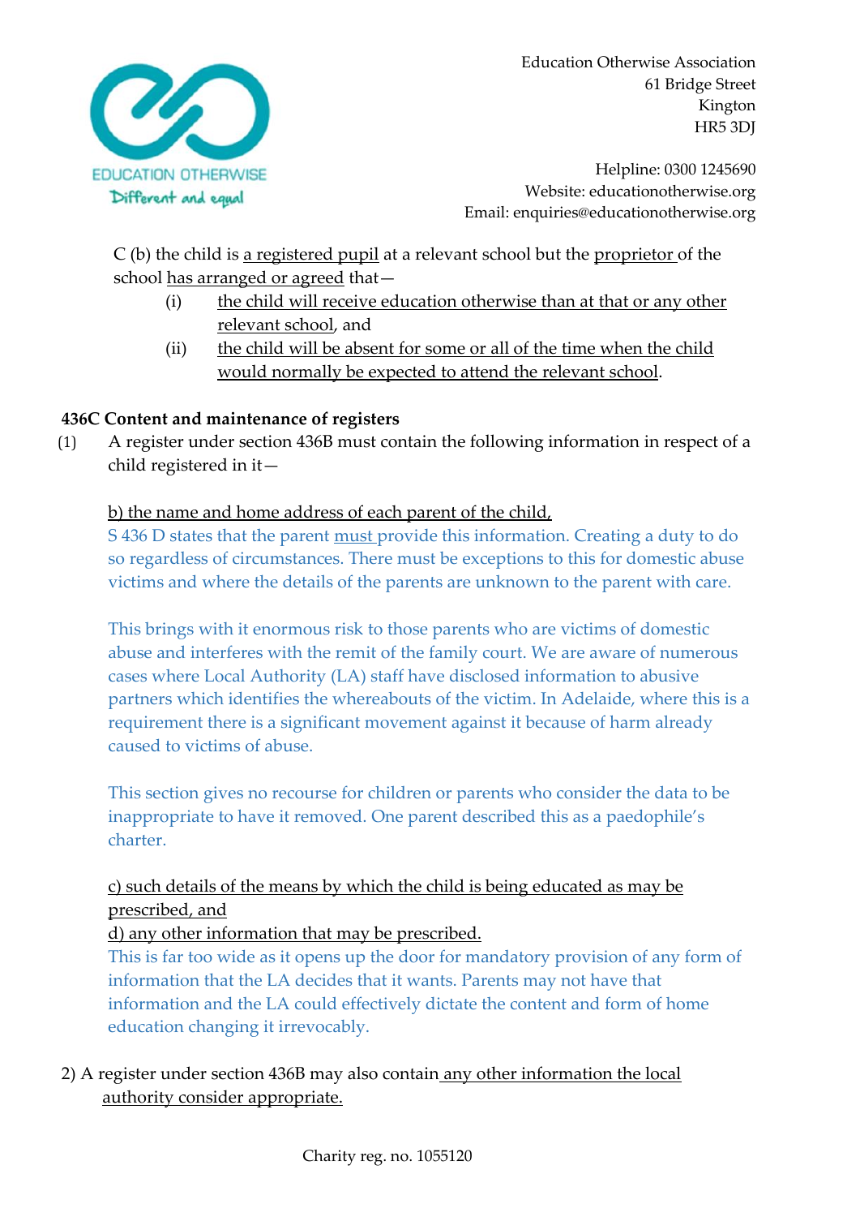C (b) the child is a registered pupil at a relevant school but the proprietor of the school has arranged or agreed that—

(i) the child will receive education otherwise than at that or any other relevant school, and

(ii) the child will be absent for some or all of the time when the child would normally be expected to attend the relevant school.

**436C Content and maintenance of registers**

(1) A register under section 436B must contain the following information in respect of a child registered in it—

b) the name and home address of each parent of the child,

S 436 D states that the parent must provide this information. Creating a duty to do so regardless of circumstances. There must be exceptions to this for domestic abuse victims and where the details of the parents are unknown to the parent with care.

This brings with it enormous risk to those parents who are victims of domestic abuse and interferes with the remit of the family court. We are aware of numerous cases where Local Authority (LA) staff have disclosed information to abusive partners which identifies the whereabouts of the victim. In Adelaide, where this is a requirement there is a significant movement against it because of harm already caused to victims of abuse.

This section gives no recourse for children or parents who consider the data to be inappropriate to have it removed. One parent described this as a paedophile's charter.

c) such details of the means by which the child is being educated as may be prescribed, and

d) any other information that may be prescribed.

This is far too wide as it opens up the door for mandatory provision of any form of information that the LA decides that it wants. Parents may not have that information and the LA could effectively dictate the content and form of home education changing it irrevocably.

2) A register under section 436B may also contain any other information the local authority consider appropriate.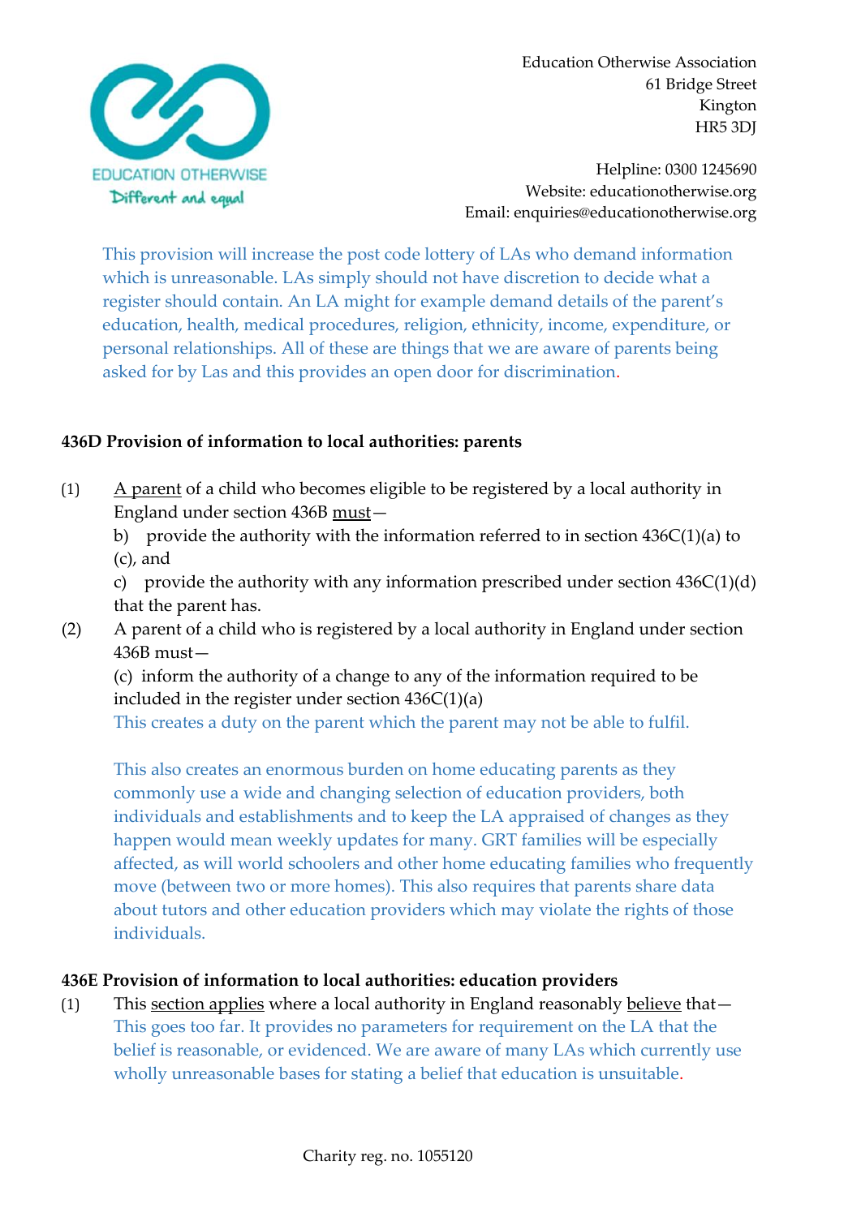Education Otherwise Association
61 Bridge Street
Kington
HR5 3DJ

Helpline: 0300 1245690
Website: educationotherwise.org
Email: enquiries@educationotherwise.org

This provision will increase the post code lottery of LAs who demand information which is unreasonable. LAs simply should not have discretion to decide what a register should contain. An LA might for example demand details of the parent's education, health, medical procedures, religion, ethnicity, income, expenditure, or personal relationships. All of these are things that we are aware of parents being asked for by Las and this provides an open door for discrimination.

**436D Provision of information to local authorities: parents**

(1) A parent of a child who becomes eligible to be registered by a local authority in England under section 436B must—

b) provide the authority with the information referred to in section 436C(1)(a) to (c), and

c) provide the authority with any information prescribed under section 436C(1)(d) that the parent has.

(2) A parent of a child who is registered by a local authority in England under section 436B must—

(c) inform the authority of a change to any of the information required to be included in the register under section 436C(1)(a)

This creates a duty on the parent which the parent may not be able to fulfil.

This also creates an enormous burden on home educating parents as they commonly use a wide and changing selection of education providers, both individuals and establishments and to keep the LA appraised of changes as they happen would mean weekly updates for many. GRT families will be especially affected, as will world schoolers and other home educating families who frequently move (between two or more homes). This also requires that parents share data about tutors and other education providers which may violate the rights of those individuals.

**436E Provision of information to local authorities: education providers**

(1) This section applies where a local authority in England reasonably believe that—

This goes too far. It provides no parameters for requirement on the LA that the belief is reasonable, or evidenced. We are aware of many LAs which currently use wholly unreasonable bases for stating a belief that education is unsuitable.

Charity reg. no. 1055120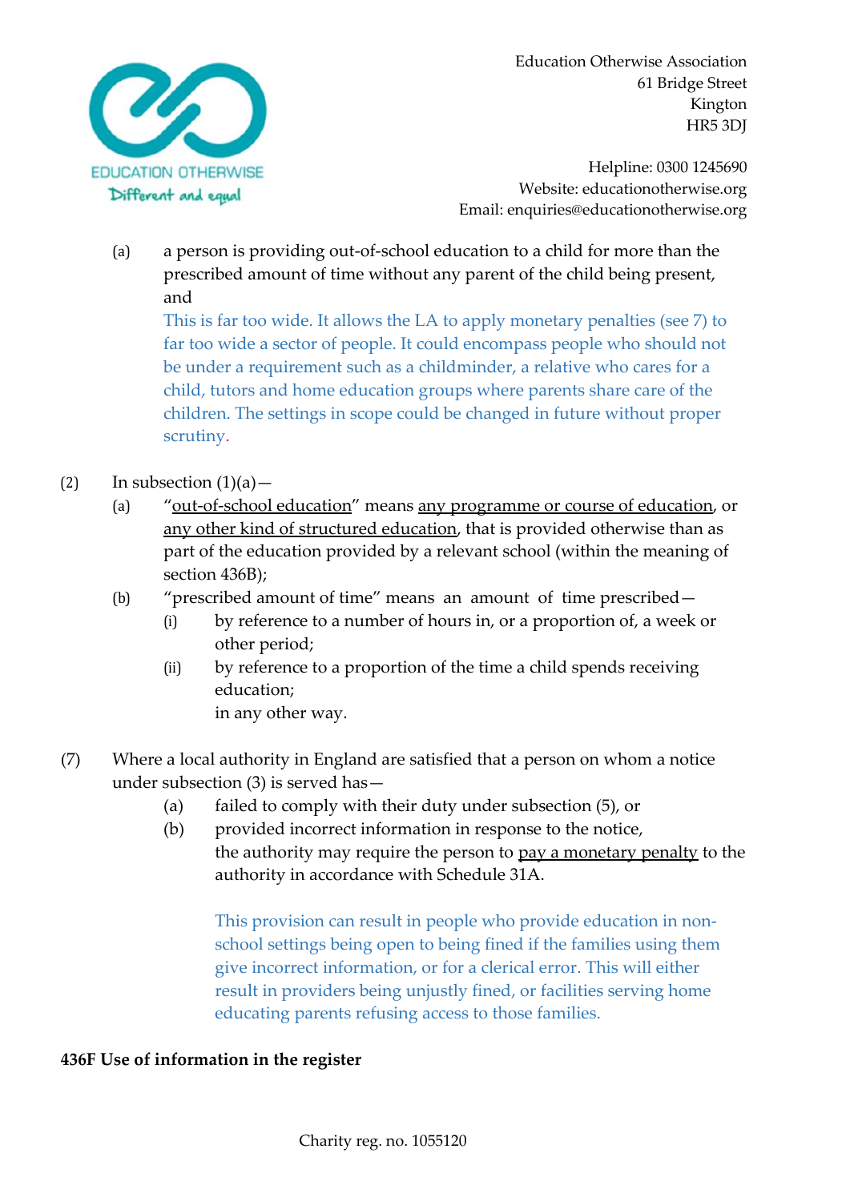(a) a person is providing out-of-school education to a child for more than the prescribed amount of time without any parent of the child being present, and

This is far too wide. It allows the LA to apply monetary penalties (see 7) to far too wide a sector of people. It could encompass people who should not be under a requirement such as a childminder, a relative who cares for a child, tutors and home education groups where parents share care of the children. The settings in scope could be changed in future without proper scrutiny.

(2) In subsection (1)(a)—

(a) "out-of-school education" means any programme or course of education, or any other kind of structured education, that is provided otherwise than as part of the education provided by a relevant school (within the meaning of section 436B);

(b) "prescribed amount of time" means an amount of time prescribed—

(i) by reference to a number of hours in, or a proportion of, a week or other period;

(ii) by reference to a proportion of the time a child spends receiving education;

in any other way.

(7) Where a local authority in England are satisfied that a person on whom a notice under subsection (3) is served has—

(a) failed to comply with their duty under subsection (5), or

(b) provided incorrect information in response to the notice,

the authority may require the person to pay a monetary penalty to the authority in accordance with Schedule 31A.

This provision can result in people who provide education in non-school settings being open to being fined if the families using them give incorrect information, or for a clerical error. This will either result in providers being unjustly fined, or facilities serving home educating parents refusing access to those families.

**436F Use of information in the register**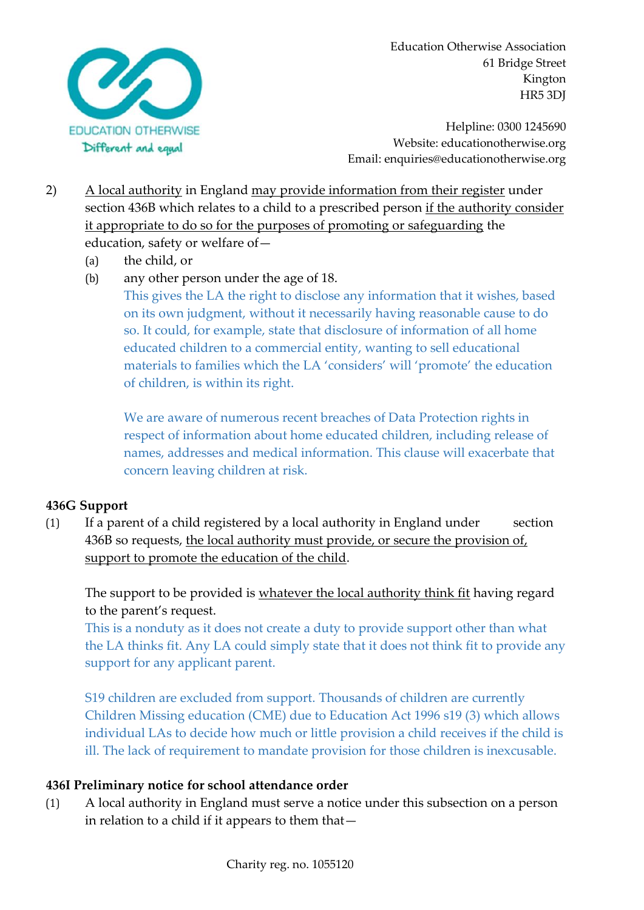2) A local authority in England may provide information from their register under section 436B which relates to a child to a prescribed person if the authority consider it appropriate to do so for the purposes of promoting or safeguarding the education, safety or welfare of—

(a) the child, or

(b) any other person under the age of 18.

This gives the LA the right to disclose any information that it wishes, based on its own judgment, without it necessarily having reasonable cause to do so. It could, for example, state that disclosure of information of all home educated children to a commercial entity, wanting to sell educational materials to families which the LA 'considers' will 'promote' the education of children, is within its right.

We are aware of numerous recent breaches of Data Protection rights in respect of information about home educated children, including release of names, addresses and medical information. This clause will exacerbate that concern leaving children at risk.

**436G Support**

(1) If a parent of a child registered by a local authority in England under section 436B so requests, the local authority must provide, or secure the provision of, support to promote the education of the child.

The support to be provided is whatever the local authority think fit having regard to the parent's request.

This is a nonduty as it does not create a duty to provide support other than what the LA thinks fit. Any LA could simply state that it does not think fit to provide any support for any applicant parent.

S19 children are excluded from support. Thousands of children are currently Children Missing education (CME) due to Education Act 1996 s19 (3) which allows individual LAs to decide how much or little provision a child receives if the child is ill. The lack of requirement to mandate provision for those children is inexcusable.

**436I Preliminary notice for school attendance order**

(1) A local authority in England must serve a notice under this subsection on a person in relation to a child if it appears to them that—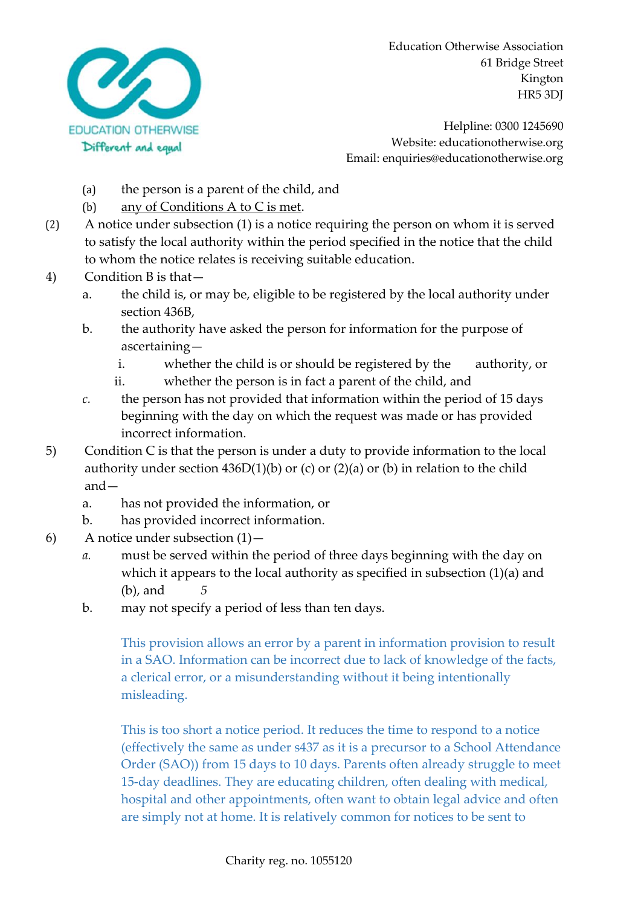(a) the person is a parent of the child, and

(b) any of Conditions A to C is met.

(2) A notice under subsection (1) is a notice requiring the person on whom it is served to satisfy the local authority within the period specified in the notice that the child to whom the notice relates is receiving suitable education.

4) Condition B is that—

a. the child is, or may be, eligible to be registered by the local authority under section 436B,

b. the authority have asked the person for information for the purpose of ascertaining—

i. whether the child is or should be registered by the authority, or

ii. whether the person is in fact a parent of the child, and

c. the person has not provided that information within the period of 15 days beginning with the day on which the request was made or has provided incorrect information.

5) Condition C is that the person is under a duty to provide information to the local authority under section 436D(1)(b) or (c) or (2)(a) or (b) in relation to the child and—

a. has not provided the information, or

b. has provided incorrect information.

6) A notice under subsection (1)—

a. must be served within the period of three days beginning with the day on which it appears to the local authority as specified in subsection (1)(a) and (b), and 5

b. may not specify a period of less than ten days.

This provision allows an error by a parent in information provision to result in a SAO. Information can be incorrect due to lack of knowledge of the facts, a clerical error, or a misunderstanding without it being intentionally misleading.

This is too short a notice period. It reduces the time to respond to a notice (effectively the same as under s437 as it is a precursor to a School Attendance Order (SAO)) from 15 days to 10 days. Parents often already struggle to meet 15-day deadlines. They are educating children, often dealing with medical, hospital and other appointments, often want to obtain legal advice and often are simply not at home. It is relatively common for notices to be sent to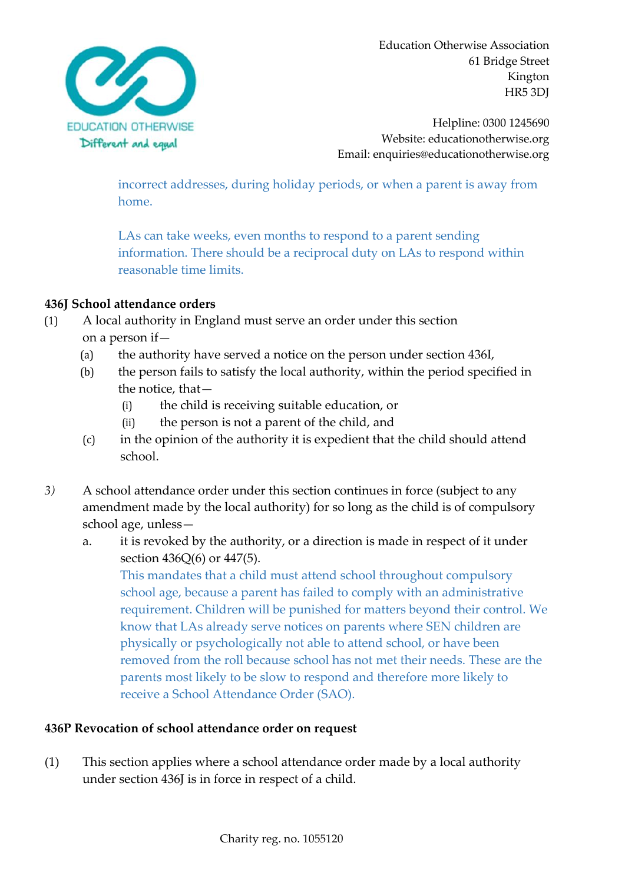incorrect addresses, during holiday periods, or when a parent is away from home.

LAs can take weeks, even months to respond to a parent sending information. There should be a reciprocal duty on LAs to respond within reasonable time limits.

**436J School attendance orders**

(1) A local authority in England must serve an order under this section on a person if—

- (a) the authority have served a notice on the person under section 436I,
- (b) the person fails to satisfy the local authority, within the period specified in the notice, that—
  - (i) the child is receiving suitable education, or
  - (ii) the person is not a parent of the child, and
- (c) in the opinion of the authority it is expedient that the child should attend school.

*3)* A school attendance order under this section continues in force (subject to any amendment made by the local authority) for so long as the child is of compulsory school age, unless—

- a. it is revoked by the authority, or a direction is made in respect of it under section 436Q(6) or 447(5).

  This mandates that a child must attend school throughout compulsory school age, because a parent has failed to comply with an administrative requirement. Children will be punished for matters beyond their control. We know that LAs already serve notices on parents where SEN children are physically or psychologically not able to attend school, or have been removed from the roll because school has not met their needs. These are the parents most likely to be slow to respond and therefore more likely to receive a School Attendance Order (SAO).

**436P Revocation of school attendance order on request**

(1) This section applies where a school attendance order made by a local authority under section 436J is in force in respect of a child.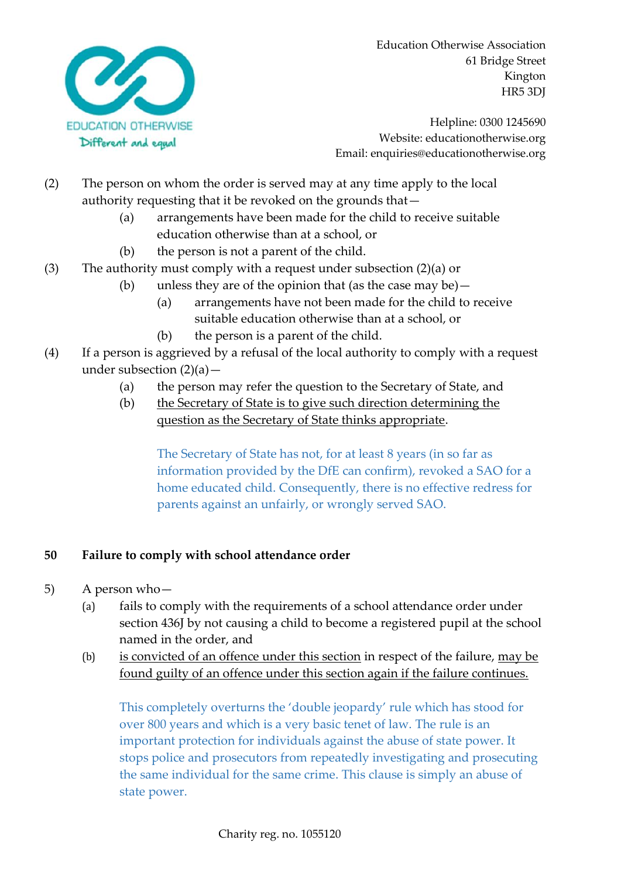(2) The person on whom the order is served may at any time apply to the local authority requesting that it be revoked on the grounds that—

- (a) arrangements have been made for the child to receive suitable education otherwise than at a school, or
- (b) the person is not a parent of the child.

(3) The authority must comply with a request under subsection (2)(a) or

- (b) unless they are of the opinion that (as the case may be)—
  - (a) arrangements have not been made for the child to receive suitable education otherwise than at a school, or
  - (b) the person is a parent of the child.

(4) If a person is aggrieved by a refusal of the local authority to comply with a request under subsection (2)(a)—

- (a) the person may refer the question to the Secretary of State, and
- (b) <u>the Secretary of State is to give such direction determining the question as the Secretary of State thinks appropriate</u>.

The Secretary of State has not, for at least 8 years (in so far as information provided by the DfE can confirm), revoked a SAO for a home educated child. Consequently, there is no effective redress for parents against an unfairly, or wrongly served SAO.

**50 Failure to comply with school attendance order**

5) A person who—

- (a) fails to comply with the requirements of a school attendance order under section 436J by not causing a child to become a registered pupil at the school named in the order, and
- (b) <u>is convicted of an offence under this section</u> in respect of the failure, <u>may be found guilty of an offence under this section again if the failure continues.</u>

This completely overturns the 'double jeopardy' rule which has stood for over 800 years and which is a very basic tenet of law. The rule is an important protection for individuals against the abuse of state power. It stops police and prosecutors from repeatedly investigating and prosecuting the same individual for the same crime. This clause is simply an abuse of state power.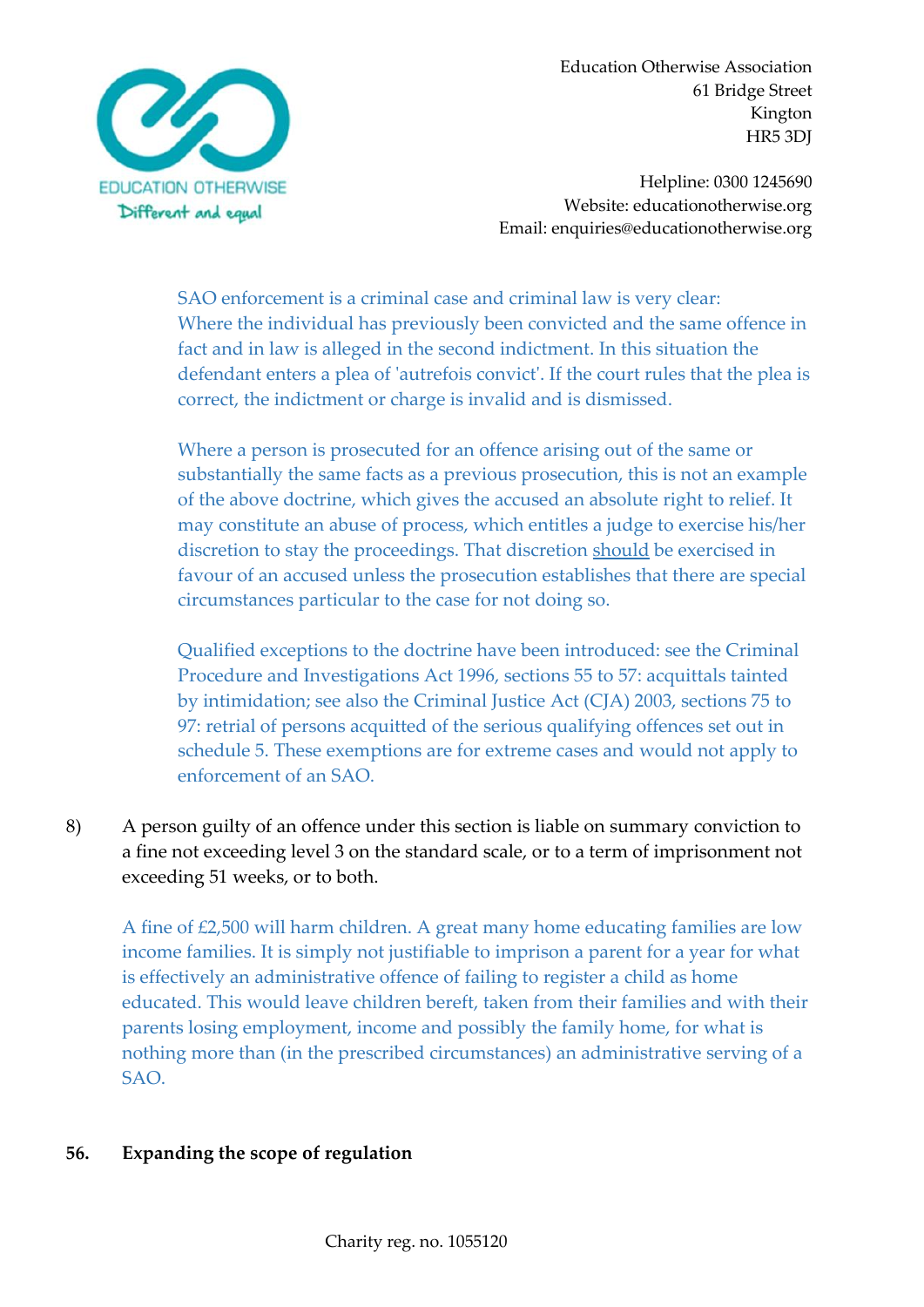SAO enforcement is a criminal case and criminal law is very clear: Where the individual has previously been convicted and the same offence in fact and in law is alleged in the second indictment. In this situation the defendant enters a plea of 'autrefois convict'. If the court rules that the plea is correct, the indictment or charge is invalid and is dismissed.

Where a person is prosecuted for an offence arising out of the same or substantially the same facts as a previous prosecution, this is not an example of the above doctrine, which gives the accused an absolute right to relief. It may constitute an abuse of process, which entitles a judge to exercise his/her discretion to stay the proceedings. That discretion <u>should</u> be exercised in favour of an accused unless the prosecution establishes that there are special circumstances particular to the case for not doing so.

Qualified exceptions to the doctrine have been introduced: see the Criminal Procedure and Investigations Act 1996, sections 55 to 57: acquittals tainted by intimidation; see also the Criminal Justice Act (CJA) 2003, sections 75 to 97: retrial of persons acquitted of the serious qualifying offences set out in schedule 5. These exemptions are for extreme cases and would not apply to enforcement of an SAO.

8) A person guilty of an offence under this section is liable on summary conviction to a fine not exceeding level 3 on the standard scale, or to a term of imprisonment not exceeding 51 weeks, or to both.

A fine of £2,500 will harm children. A great many home educating families are low income families. It is simply not justifiable to imprison a parent for a year for what is effectively an administrative offence of failing to register a child as home educated. This would leave children bereft, taken from their families and with their parents losing employment, income and possibly the family home, for what is nothing more than (in the prescribed circumstances) an administrative serving of a SAO.

**56. Expanding the scope of regulation**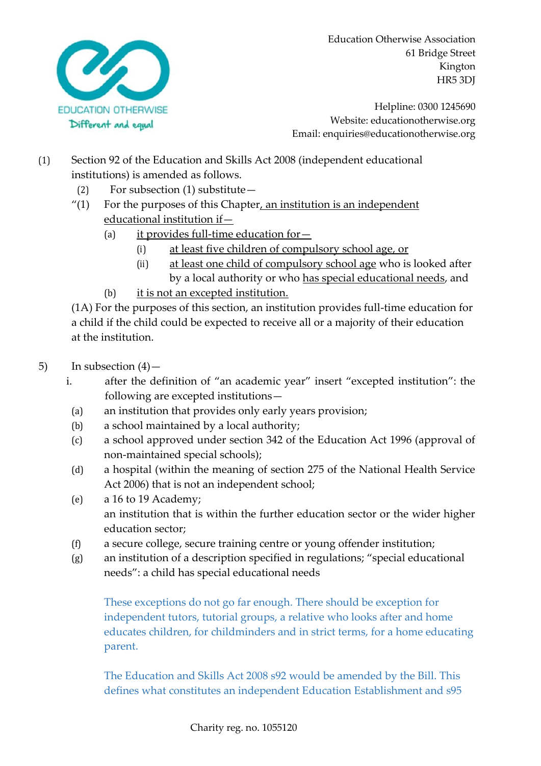Education Otherwise Association
61 Bridge Street
Kington
HR5 3DJ

Helpline: 0300 1245690
Website: educationotherwise.org
Email: enquiries@educationotherwise.org

(1) Section 92 of the Education and Skills Act 2008 (independent educational institutions) is amended as follows.

(2) For subsection (1) substitute—

"(1) For the purposes of this Chapter, an institution is an independent educational institution if—

(a) it provides full-time education for—

(i) at least five children of compulsory school age, or

(ii) at least one child of compulsory school age who is looked after by a local authority or who has special educational needs, and

(b) it is not an excepted institution.

(1A) For the purposes of this section, an institution provides full-time education for a child if the child could be expected to receive all or a majority of their education at the institution.

5) In subsection (4)—

i. after the definition of "an academic year" insert "excepted institution": the following are excepted institutions—

(a) an institution that provides only early years provision;

(b) a school maintained by a local authority;

(c) a school approved under section 342 of the Education Act 1996 (approval of non-maintained special schools);

(d) a hospital (within the meaning of section 275 of the National Health Service Act 2006) that is not an independent school;

(e) a 16 to 19 Academy;
an institution that is within the further education sector or the wider higher education sector;

(f) a secure college, secure training centre or young offender institution;

(g) an institution of a description specified in regulations; "special educational needs": a child has special educational needs

These exceptions do not go far enough. There should be exception for independent tutors, tutorial groups, a relative who looks after and home educates children, for childminders and in strict terms, for a home educating parent.

The Education and Skills Act 2008 s92 would be amended by the Bill. This defines what constitutes an independent Education Establishment and s95

Charity reg. no. 1055120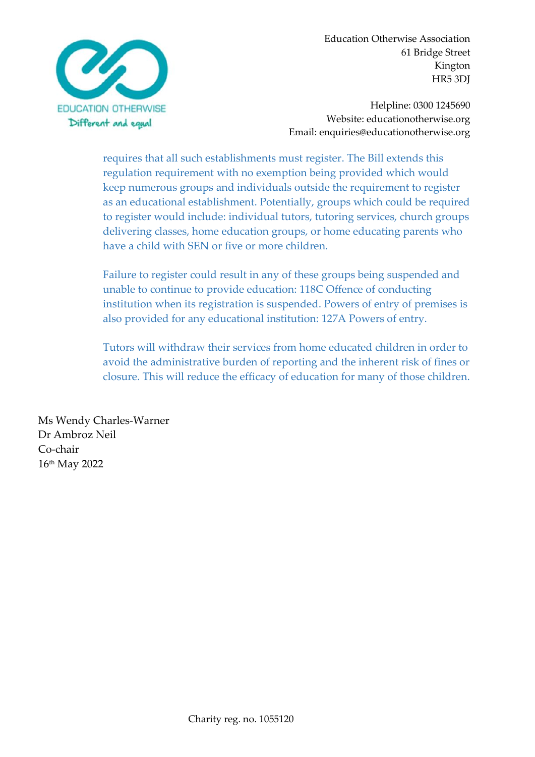Education Otherwise Association
61 Bridge Street
Kington
HR5 3DJ

Helpline: 0300 1245690
Website: educationotherwise.org
Email: enquiries@educationotherwise.org

requires that all such establishments must register. The Bill extends this regulation requirement with no exemption being provided which would keep numerous groups and individuals outside the requirement to register as an educational establishment. Potentially, groups which could be required to register would include: individual tutors, tutoring services, church groups delivering classes, home education groups, or home educating parents who have a child with SEN or five or more children.

Failure to register could result in any of these groups being suspended and unable to continue to provide education: 118C Offence of conducting institution when its registration is suspended. Powers of entry of premises is also provided for any educational institution: 127A Powers of entry.

Tutors will withdraw their services from home educated children in order to avoid the administrative burden of reporting and the inherent risk of fines or closure. This will reduce the efficacy of education for many of those children.

Ms Wendy Charles-Warner
Dr Ambroz Neil
Co-chair
16th May 2022

Charity reg. no. 1055120